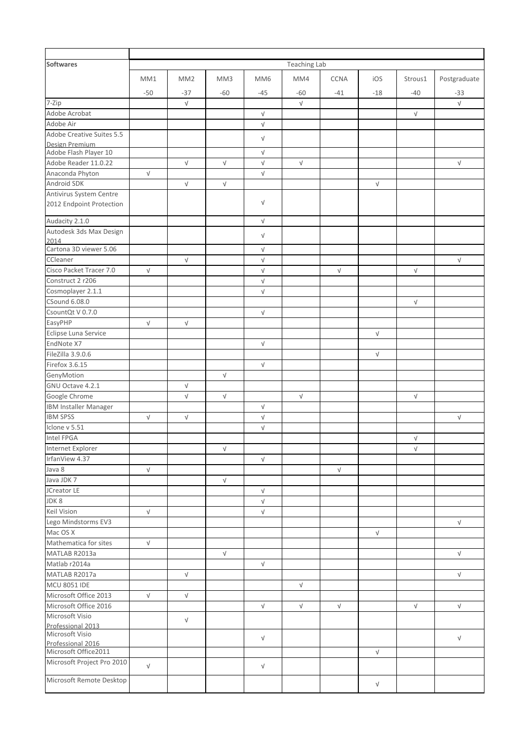| Softwares | Teaching Lab | | | | | | | | |
|---|---|---|---|---|---|---|---|---|---|
| | MM1 | MM2 | MM3 | MM6 | MM4 | CCNA | iOS | Strous1 | Postgraduate |
| | -50 | -37 | -60 | -45 | -60 | -41 | -18 | -40 | -33 |
| 7-Zip | | √ | | | √ | | | | √ |
| Adobe Acrobat | | | | √ | | | | √ | |
| Adobe Air | | | | √ | | | | | |
| Adobe Creative Suites 5.5 Design Premium | | | | √ | | | | | |
| Adobe Flash Player 10 | | | | √ | | | | | |
| Adobe Reader 11.0.22 | | √ | √ | √ | √ | | | | √ |
| Anaconda Phyton | √ | | | √ | | | | | |
| Android SDK | | √ | √ | | | | √ | | |
| Antivirus System Centre 2012 Endpoint Protection | | | | √ | | | | | |
| Audacity 2.1.0 | | | | √ | | | | | |
| Autodesk 3ds Max Design 2014 | | | | √ | | | | | |
| Cartona 3D viewer 5.06 | | | | √ | | | | | |
| CCleaner | | √ | | √ | | | | | √ |
| Cisco Packet Tracer 7.0 | √ | | | √ | | √ | | √ | |
| Construct 2 r206 | | | | √ | | | | | |
| Cosmoplayer 2.1.1 | | | | √ | | | | | |
| CSound 6.08.0 | | | | | | | | √ | |
| CsountQt V 0.7.0 | | | | √ | | | | | |
| EasyPHP | √ | √ | | | | | | | |
| Eclipse Luna Service | | | | | | | √ | | |
| EndNote X7 | | | | √ | | | | | |
| FileZilla 3.9.0.6 | | | | | | | √ | | |
| Firefox 3.6.15 | | | | √ | | | | | |
| GenyMotion | | | √ | | | | | | |
| GNU Octave 4.2.1 | | √ | | | | | | | |
| Google Chrome | | √ | √ | | √ | | | √ | |
| IBM Installer Manager | | | | √ | | | | | |
| IBM SPSS | √ | √ | | √ | | | | | √ |
| Iclone v 5.51 | | | | √ | | | | | |
| Intel FPGA | | | | | | | | √ | |
| Internet Explorer | | | √ | | | | | √ | |
| IrfanView 4.37 | | | | √ | | | | | |
| Java 8 | √ | | | | | √ | | | |
| Java JDK 7 | | | √ | | | | | | |
| JCreator LE | | | | √ | | | | | |
| JDK 8 | | | | √ | | | | | |
| Keil Vision | √ | | | √ | | | | | |
| Lego Mindstorms EV3 | | | | | | | | | √ |
| Mac OS X | | | | | | | √ | | |
| Mathematica for sites | √ | | | | | | | | |
| MATLAB R2013a | | | √ | | | | | | √ |
| Matlab r2014a | | | | √ | | | | | |
| MATLAB R2017a | | √ | | | | | | | √ |
| MCU 8051 IDE | | | | | √ | | | | |
| Microsoft Office 2013 | √ | √ | | | | | | | |
| Microsoft Office 2016 | | | | √ | √ | √ | | √ | √ |
| Microsoft Visio Professional 2013 | | √ | | | | | | | |
| Microsoft Visio Professional 2016 | | | | √ | | | | | √ |
| Microsoft Office2011 | | | | | | | √ | | |
| Microsoft Project Pro 2010 | √ | | | √ | | | | | |
| Microsoft Remote Desktop | | | | | | | √ | | |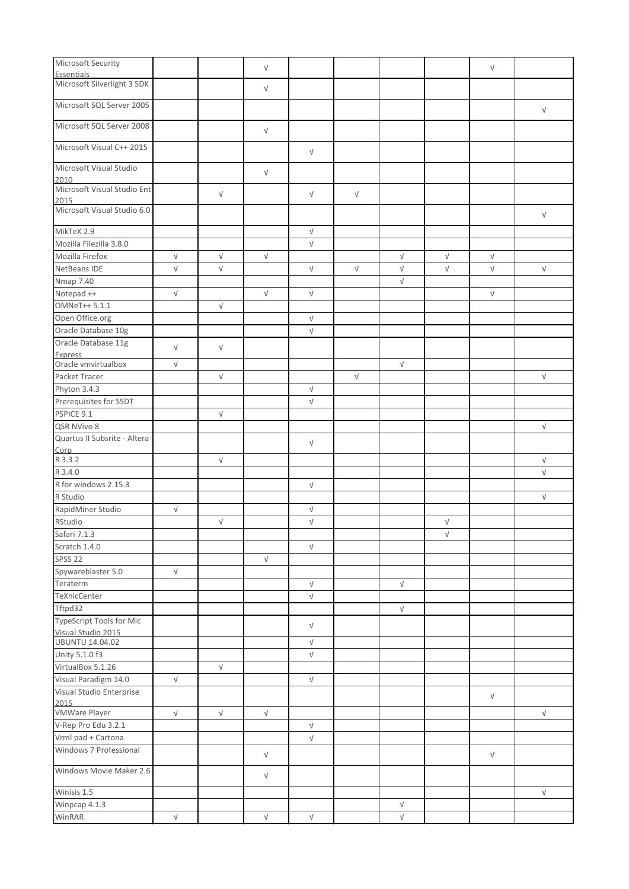| | | | | | | | | | |
|---|---|---|---|---|---|---|---|---|---|
| Microsoft Security Essentials | | | √ | | | | | √ | |
| Microsoft Silverlight 3 SDK | | | √ | | | | | | |
| Microsoft SQL Server 2005 | | | | | | | | | √ |
| Microsoft SQL Server 2008 | | | √ | | | | | | |
| Microsoft Visual C++ 2015 | | | | √ | | | | | |
| Microsoft Visual Studio 2010 | | | √ | | | | | | |
| Microsoft Visual Studio Ent 2015 | | √ | | √ | √ | | | | |
| Microsoft Visual Studio 6.0 | | | | | | | | | √ |
| MikTeX 2.9 | | | | √ | | | | | |
| Mozilla Filezilla 3.8.0 | | | | √ | | | | | |
| Mozilla Firefox | √ | √ | √ | | | √ | √ | √ | |
| NetBeans IDE | √ | √ | | √ | √ | √ | √ | √ | √ |
| Nmap 7.40 | | | | | | √ | | | |
| Notepad ++ | √ | | √ | √ | | | | √ | |
| OMNeT++ 5.1.1 | | √ | | | | | | | |
| Open Office.org | | | | √ | | | | | |
| Oracle Database 10g | | | | √ | | | | | |
| Oracle Database 11g Express | √ | √ | | | | | | | |
| Oracle vmvirtualbox | √ | | | | | √ | | | |
| Packet Tracer | | √ | | | √ | | | | √ |
| Phyton 3.4.3 | | | | √ | | | | | |
| Prerequisites for SSDT | | | | √ | | | | | |
| PSPICE 9.1 | | √ | | | | | | | |
| QSR NVivo 8 | | | | | | | | | √ |
| Quartus II Subsrite - Altera Corp | | | | √ | | | | | |
| R 3.3.2 | | √ | | | | | | | √ |
| R 3.4.0 | | | | | | | | | √ |
| R for windows 2.15.3 | | | | √ | | | | | |
| R Studio | | | | | | | | | √ |
| RapidMiner Studio | √ | | | √ | | | | | |
| RStudio | | √ | | √ | | | √ | | |
| Safari 7.1.3 | | | | | | | √ | | |
| Scratch 1.4.0 | | | | √ | | | | | |
| SPSS 22 | | | √ | | | | | | |
| Spywareblaster 5.0 | √ | | | | | | | | |
| Teraterm | | | | √ | | √ | | | |
| TeXnicCenter | | | | √ | | | | | |
| Tftpd32 | | | | | | √ | | | |
| TypeScript Tools for Mic Visual Studio 2015 | | | | √ | | | | | |
| UBUNTU 14.04.02 | | | | √ | | | | | |
| Unity 5.1.0 f3 | | | | √ | | | | | |
| VirtualBox 5.1.26 | | √ | | | | | | | |
| Visual Paradigm 14.0 | √ | | | √ | | | | | |
| Visual Studio Enterprise 2015 | | | | | | | | √ | |
| VMWare Player | √ | √ | √ | | | | | | √ |
| V-Rep Pro Edu 3.2.1 | | | | √ | | | | | |
| Vrml pad + Cartona | | | | √ | | | | | |
| Windows 7 Professional | | | √ | | | | | √ | |
| Windows Movie Maker 2.6 | | | √ | | | | | | |
| Winisis 1.5 | | | | | | | | | √ |
| Winpcap 4.1.3 | | | | | | √ | | | |
| WinRAR | √ | | √ | √ | | √ | | | |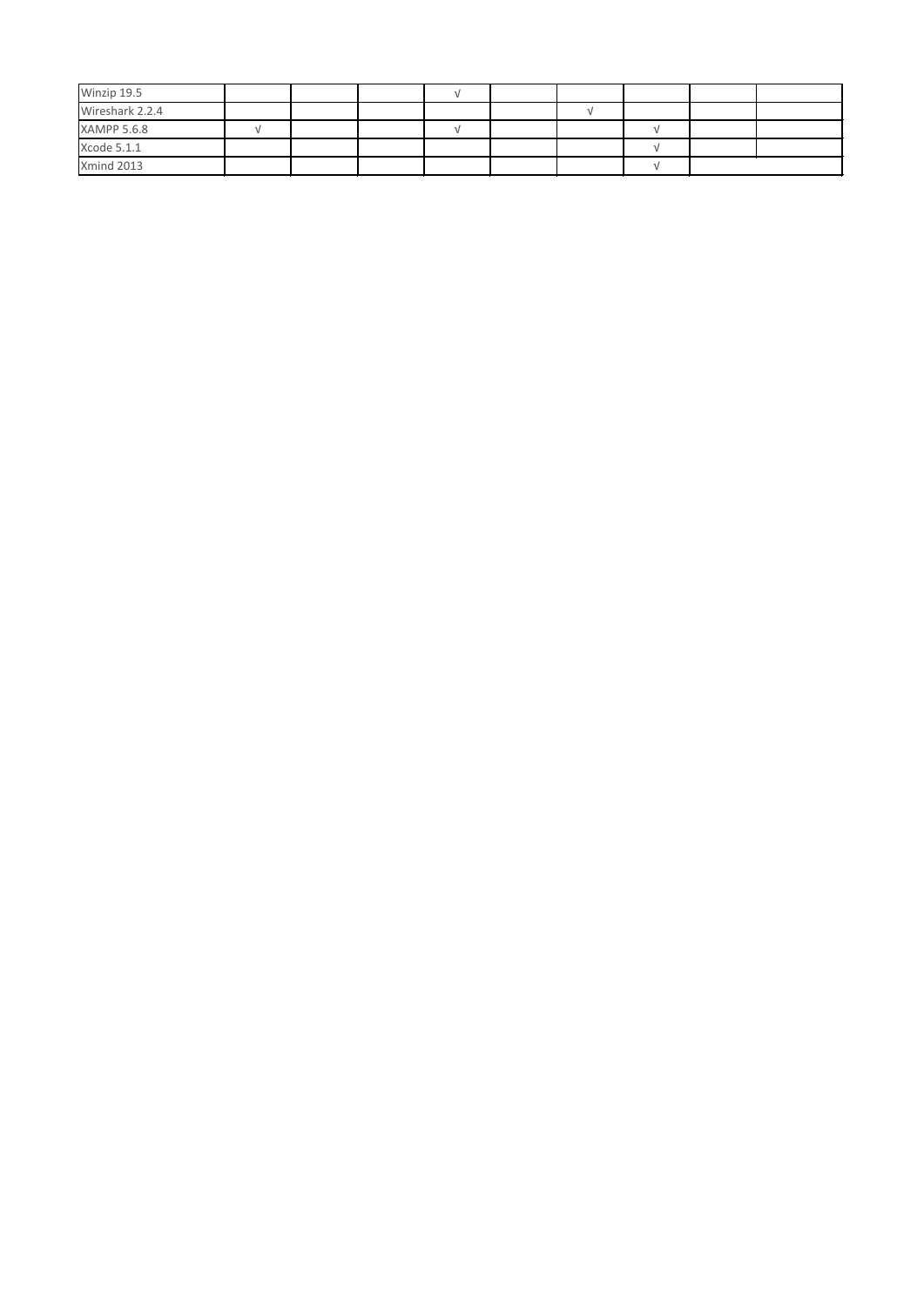| | | | | | | | | | |
|---|---|---|---|---|---|---|---|---|---|
| Winzip 19.5 | | | | √ | | | | | |
| Wireshark 2.2.4 | | | | | | √ | | | |
| XAMPP 5.6.8 | √ | | | √ | | | √ | | |
| Xcode 5.1.1 | | | | | | | √ | | |
| Xmind 2013 | | | | | | | √ | | |